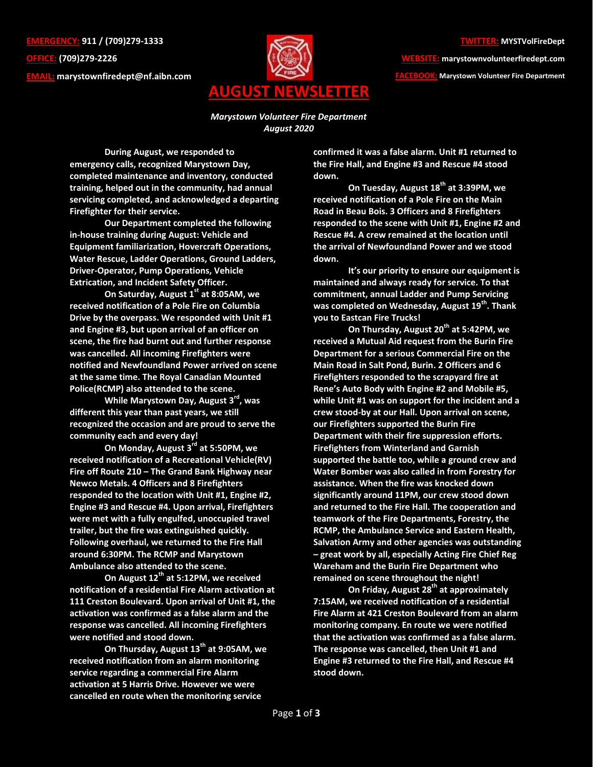**EMERGENCY:** 911 / (709)279-1333
**OFFICE:** (709)279-2226
**EMAIL:** marystownfiredept@nf.aibn.com

**TWITTER:** MYSTVolFireDept
**WEBSITE:** marystownvolunteerfiredept.com
**FACEBOOK:** Marystown Volunteer Fire Department

# AUGUST NEWSLETTER

***Marystown Volunteer Fire Department***
***August 2020***

**During August, we responded to emergency calls, recognized Marystown Day, completed maintenance and inventory, conducted training, helped out in the community, had annual servicing completed, and acknowledged a departing Firefighter for their service.**

**Our Department completed the following in-house training during August: Vehicle and Equipment familiarization, Hovercraft Operations, Water Rescue, Ladder Operations, Ground Ladders, Driver-Operator, Pump Operations, Vehicle Extrication, and Incident Safety Officer.**

**On Saturday, August 1st at 8:05AM, we received notification of a Pole Fire on Columbia Drive by the overpass. We responded with Unit #1 and Engine #3, but upon arrival of an officer on scene, the fire had burnt out and further response was cancelled. All incoming Firefighters were notified and Newfoundland Power arrived on scene at the same time. The Royal Canadian Mounted Police(RCMP) also attended to the scene.**

**While Marystown Day, August 3rd, was different this year than past years, we still recognized the occasion and are proud to serve the community each and every day!**

**On Monday, August 3rd at 5:50PM, we received notification of a Recreational Vehicle(RV) Fire off Route 210 – The Grand Bank Highway near Newco Metals. 4 Officers and 8 Firefighters responded to the location with Unit #1, Engine #2, Engine #3 and Rescue #4. Upon arrival, Firefighters were met with a fully engulfed, unoccupied travel trailer, but the fire was extinguished quickly. Following overhaul, we returned to the Fire Hall around 6:30PM. The RCMP and Marystown Ambulance also attended to the scene.**

**On August 12th at 5:12PM, we received notification of a residential Fire Alarm activation at 111 Creston Boulevard. Upon arrival of Unit #1, the activation was confirmed as a false alarm and the response was cancelled. All incoming Firefighters were notified and stood down.**

**On Thursday, August 13th at 9:05AM, we received notification from an alarm monitoring service regarding a commercial Fire Alarm activation at 5 Harris Drive. However we were cancelled en route when the monitoring service confirmed it was a false alarm. Unit #1 returned to the Fire Hall, and Engine #3 and Rescue #4 stood down.**

**On Tuesday, August 18th at 3:39PM, we received notification of a Pole Fire on the Main Road in Beau Bois. 3 Officers and 8 Firefighters responded to the scene with Unit #1, Engine #2 and Rescue #4. A crew remained at the location until the arrival of Newfoundland Power and we stood down.**

**It's our priority to ensure our equipment is maintained and always ready for service. To that commitment, annual Ladder and Pump Servicing was completed on Wednesday, August 19th. Thank you to Eastcan Fire Trucks!**

**On Thursday, August 20th at 5:42PM, we received a Mutual Aid request from the Burin Fire Department for a serious Commercial Fire on the Main Road in Salt Pond, Burin. 2 Officers and 6 Firefighters responded to the scrapyard fire at Rene's Auto Body with Engine #2 and Mobile #5, while Unit #1 was on support for the incident and a crew stood-by at our Hall. Upon arrival on scene, our Firefighters supported the Burin Fire Department with their fire suppression efforts. Firefighters from Winterland and Garnish supported the battle too, while a ground crew and Water Bomber was also called in from Forestry for assistance. When the fire was knocked down significantly around 11PM, our crew stood down and returned to the Fire Hall. The cooperation and teamwork of the Fire Departments, Forestry, the RCMP, the Ambulance Service and Eastern Health, Salvation Army and other agencies was outstanding – great work by all, especially Acting Fire Chief Reg Wareham and the Burin Fire Department who remained on scene throughout the night!**

**On Friday, August 28th at approximately 7:15AM, we received notification of a residential Fire Alarm at 421 Creston Boulevard from an alarm monitoring company. En route we were notified that the activation was confirmed as a false alarm. The response was cancelled, then Unit #1 and Engine #3 returned to the Fire Hall, and Rescue #4 stood down.**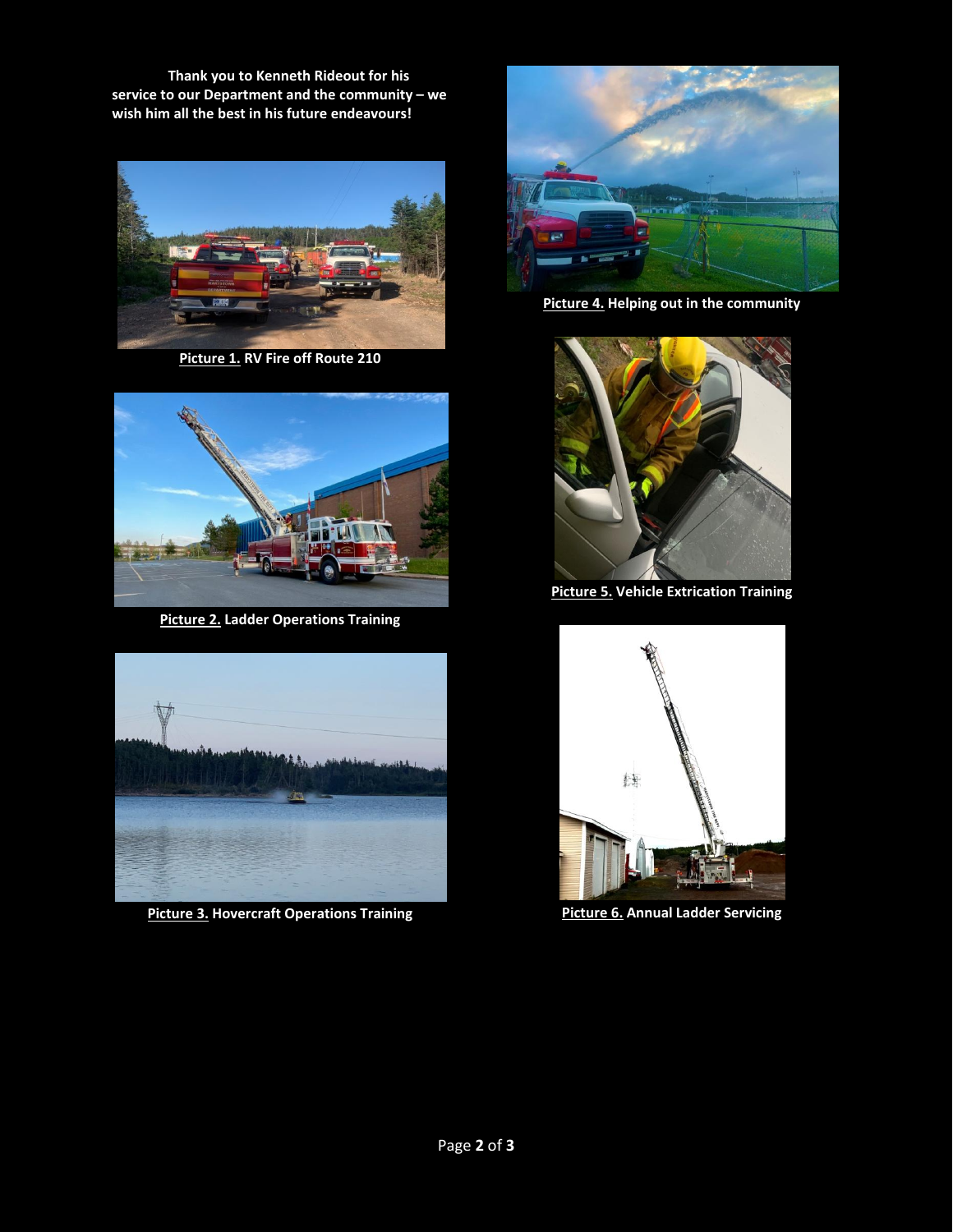**Thank you to Kenneth Rideout for his service to our Department and the community – we wish him all the best in his future endeavours!**

**<u>Picture 1.</u> RV Fire off Route 210**

**<u>Picture 2.</u> Ladder Operations Training**

**<u>Picture 3.</u> Hovercraft Operations Training**

**<u>Picture 4.</u> Helping out in the community**

**<u>Picture 5.</u> Vehicle Extrication Training**

**<u>Picture 6.</u> Annual Ladder Servicing**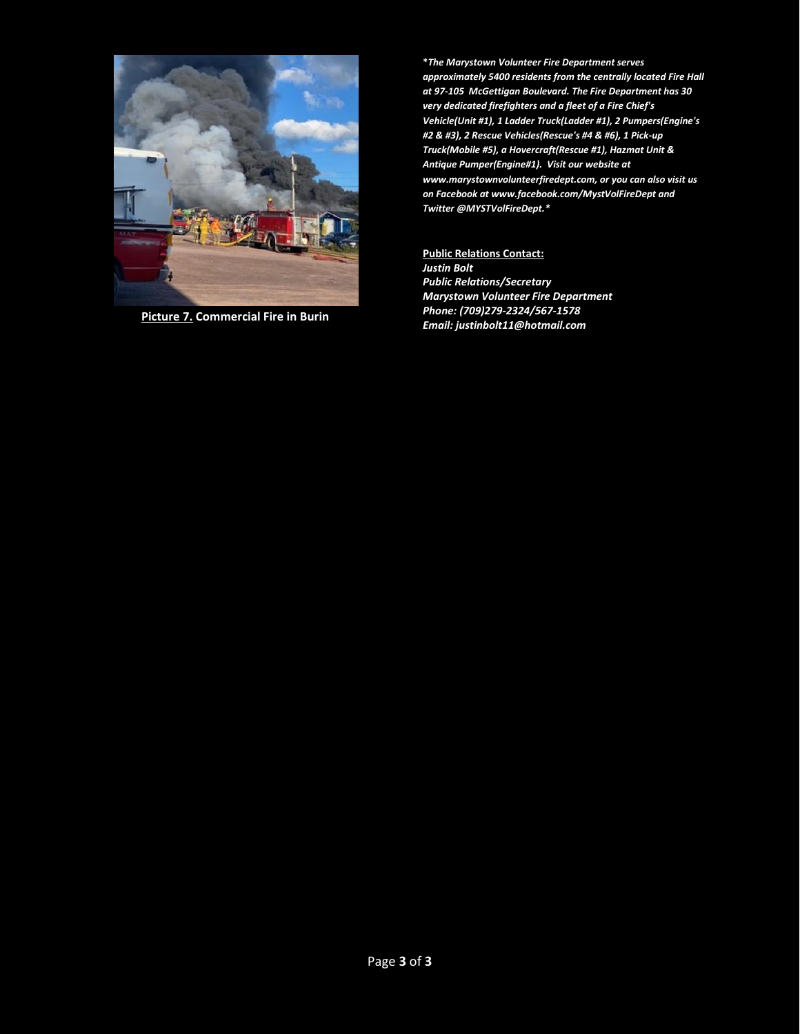**Picture 7.** Commercial Fire in Burin

*\*The Marystown Volunteer Fire Department serves approximately 5400 residents from the centrally located Fire Hall at 97-105 McGettigan Boulevard. The Fire Department has 30 very dedicated firefighters and a fleet of a Fire Chief's Vehicle(Unit #1), 1 Ladder Truck(Ladder #1), 2 Pumpers(Engine's #2 & #3), 2 Rescue Vehicles(Rescue's #4 & #6), 1 Pick-up Truck(Mobile #5), a Hovercraft(Rescue #1), Hazmat Unit & Antique Pumper(Engine#1). Visit our website at www.marystownvolunteerfiredept.com, or you can also visit us on Facebook at www.facebook.com/MystVolFireDept and Twitter @MYSTVolFireDept.\**

**Public Relations Contact:**
***Justin Bolt***
***Public Relations/Secretary***
***Marystown Volunteer Fire Department***
***Phone: (709)279-2324/567-1578***
***Email: justinbolt11@hotmail.com***